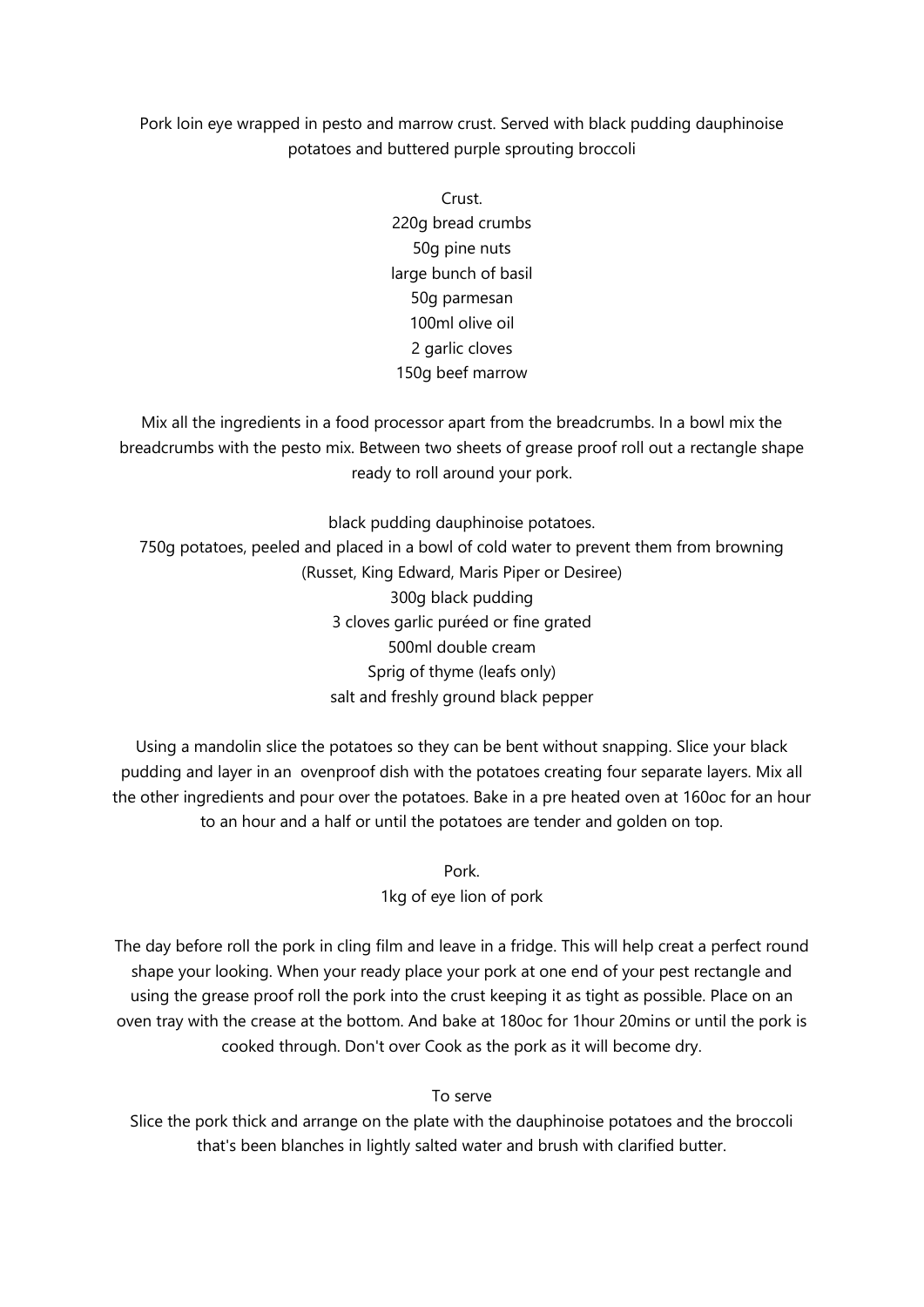Pork loin eye wrapped in pesto and marrow crust. Served with black pudding dauphinoise potatoes and buttered purple sprouting broccoli

Crust.
220g bread crumbs
50g pine nuts
large bunch of basil
50g parmesan
100ml olive oil
2 garlic cloves
150g beef marrow

Mix all the ingredients in a food processor apart from the breadcrumbs. In a bowl mix the breadcrumbs with the pesto mix. Between two sheets of grease proof roll out a rectangle shape ready to roll around your pork.

black pudding dauphinoise potatoes.
750g potatoes, peeled and placed in a bowl of cold water to prevent them from browning (Russet, King Edward, Maris Piper or Desiree)
300g black pudding
3 cloves garlic puréed or fine grated
500ml double cream
Sprig of thyme (leafs only)
salt and freshly ground black pepper

Using a mandolin slice the potatoes so they can be bent without snapping. Slice your black pudding and layer in an ovenproof dish with the potatoes creating four separate layers. Mix all the other ingredients and pour over the potatoes. Bake in a pre heated oven at 160oc for an hour to an hour and a half or until the potatoes are tender and golden on top.

Pork.
1kg of eye lion of pork

The day before roll the pork in cling film and leave in a fridge. This will help creat a perfect round shape your looking. When your ready place your pork at one end of your pest rectangle and using the grease proof roll the pork into the crust keeping it as tight as possible. Place on an oven tray with the crease at the bottom. And bake at 180oc for 1hour 20mins or until the pork is cooked through. Don't over Cook as the pork as it will become dry.

To serve
Slice the pork thick and arrange on the plate with the dauphinoise potatoes and the broccoli that's been blanches in lightly salted water and brush with clarified butter.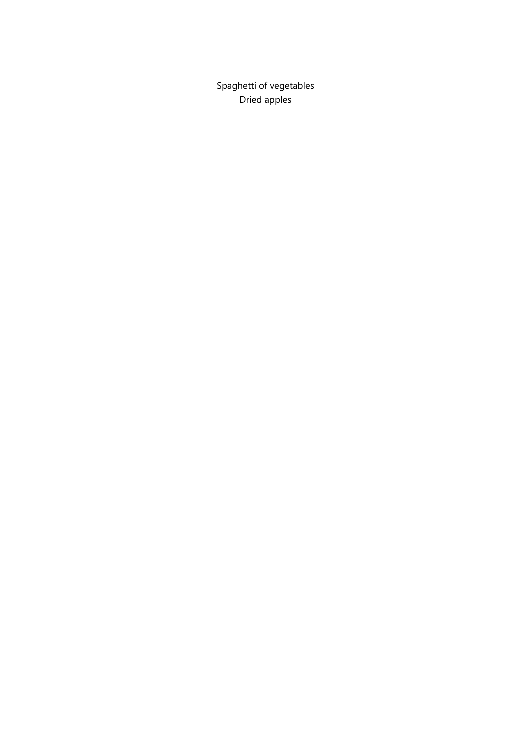Spaghetti of vegetables
Dried apples